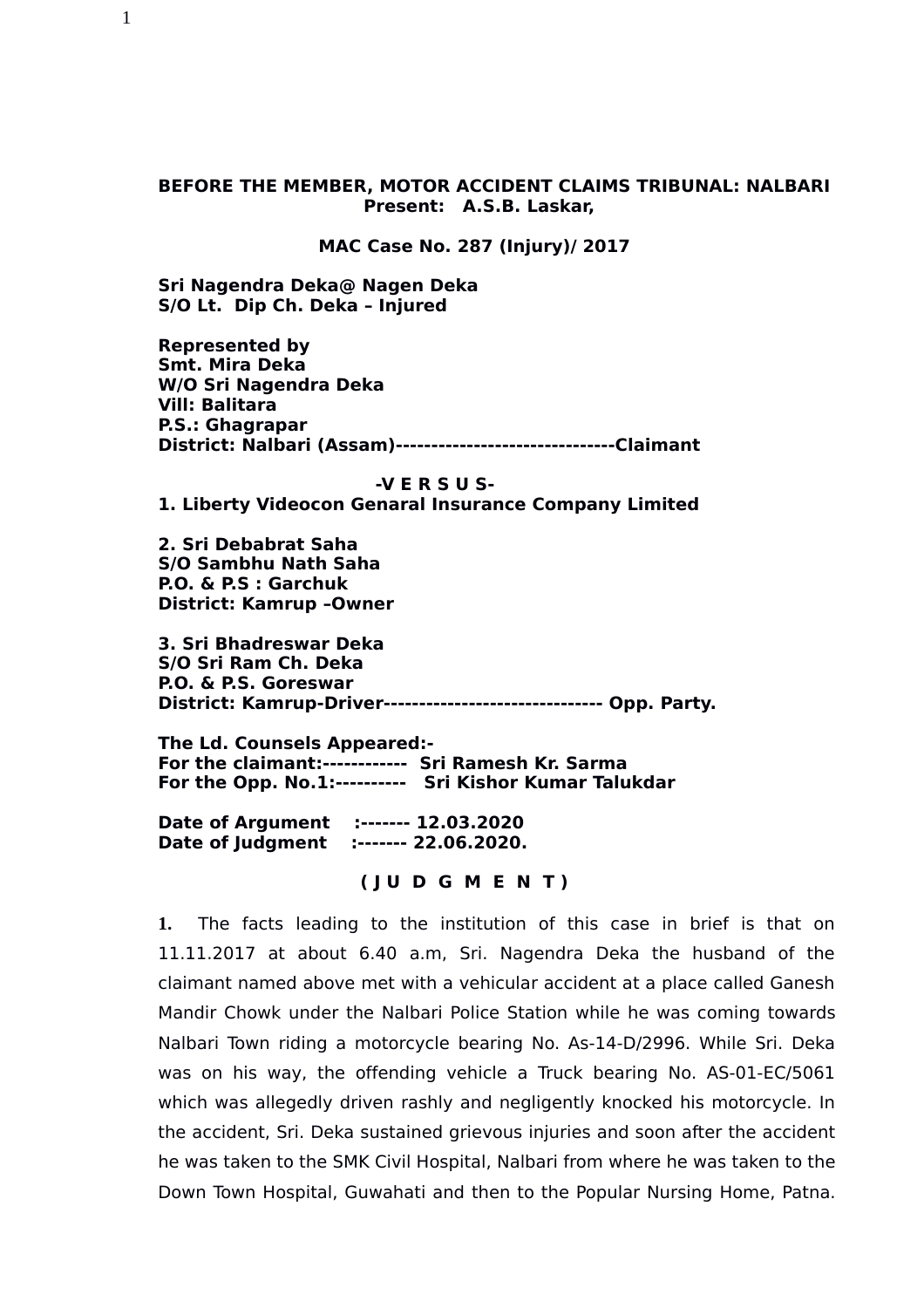**BEFORE THE MEMBER, MOTOR ACCIDENT CLAIMS TRIBUNAL: NALBARI**
**Present: A.S.B. Laskar,**

**MAC Case No. 287 (Injury)/ 2017**

**Sri Nagendra Deka@ Nagen Deka**
**S/O Lt. Dip Ch. Deka – Injured**

**Represented by**
**Smt. Mira Deka**
**W/O Sri Nagendra Deka**
**Vill: Balitara**
**P.S.: Ghagrapar**
**District: Nalbari (Assam)-------------------------------Claimant**

**-V E R S U S-**

**1. Liberty Videocon Genaral Insurance Company Limited**

**2. Sri Debabrat Saha**
**S/O Sambhu Nath Saha**
**P.O. & P.S : Garchuk**
**District: Kamrup –Owner**

**3. Sri Bhadreswar Deka**
**S/O Sri Ram Ch. Deka**
**P.O. & P.S. Goreswar**
**District: Kamrup-Driver------------------------------- Opp. Party.**

**The Ld. Counsels Appeared:-**
**For the claimant:------------ Sri Ramesh Kr. Sarma**
**For the Opp. No.1:---------- Sri Kishor Kumar Talukdar**

**Date of Argument :------- 12.03.2020**
**Date of Judgment :------- 22.06.2020.**

**( J U D G M E N T )**

**1.** The facts leading to the institution of this case in brief is that on 11.11.2017 at about 6.40 a.m, Sri. Nagendra Deka the husband of the claimant named above met with a vehicular accident at a place called Ganesh Mandir Chowk under the Nalbari Police Station while he was coming towards Nalbari Town riding a motorcycle bearing No. As-14-D/2996. While Sri. Deka was on his way, the offending vehicle a Truck bearing No. AS-01-EC/5061 which was allegedly driven rashly and negligently knocked his motorcycle. In the accident, Sri. Deka sustained grievous injuries and soon after the accident he was taken to the SMK Civil Hospital, Nalbari from where he was taken to the Down Town Hospital, Guwahati and then to the Popular Nursing Home, Patna.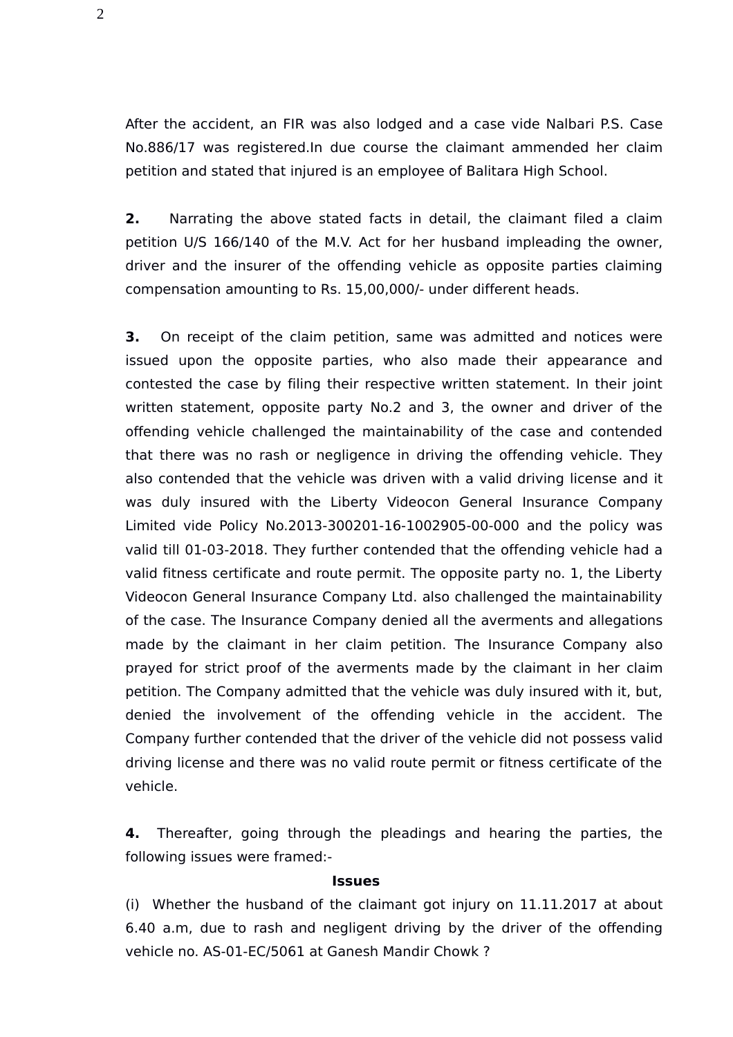After the accident, an FIR was also lodged and a case vide Nalbari P.S. Case No.886/17 was registered.In due course the claimant ammended her claim petition and stated that injured is an employee of Balitara High School.

**2.** Narrating the above stated facts in detail, the claimant filed a claim petition U/S 166/140 of the M.V. Act for her husband impleading the owner, driver and the insurer of the offending vehicle as opposite parties claiming compensation amounting to Rs. 15,00,000/- under different heads.

**3.** On receipt of the claim petition, same was admitted and notices were issued upon the opposite parties, who also made their appearance and contested the case by filing their respective written statement. In their joint written statement, opposite party No.2 and 3, the owner and driver of the offending vehicle challenged the maintainability of the case and contended that there was no rash or negligence in driving the offending vehicle. They also contended that the vehicle was driven with a valid driving license and it was duly insured with the Liberty Videocon General Insurance Company Limited vide Policy No.2013-300201-16-1002905-00-000 and the policy was valid till 01-03-2018. They further contended that the offending vehicle had a valid fitness certificate and route permit. The opposite party no. 1, the Liberty Videocon General Insurance Company Ltd. also challenged the maintainability of the case. The Insurance Company denied all the averments and allegations made by the claimant in her claim petition. The Insurance Company also prayed for strict proof of the averments made by the claimant in her claim petition. The Company admitted that the vehicle was duly insured with it, but, denied the involvement of the offending vehicle in the accident. The Company further contended that the driver of the vehicle did not possess valid driving license and there was no valid route permit or fitness certificate of the vehicle.

**4.** Thereafter, going through the pleadings and hearing the parties, the following issues were framed:-

**Issues**

(i) Whether the husband of the claimant got injury on 11.11.2017 at about 6.40 a.m, due to rash and negligent driving by the driver of the offending vehicle no. AS-01-EC/5061 at Ganesh Mandir Chowk ?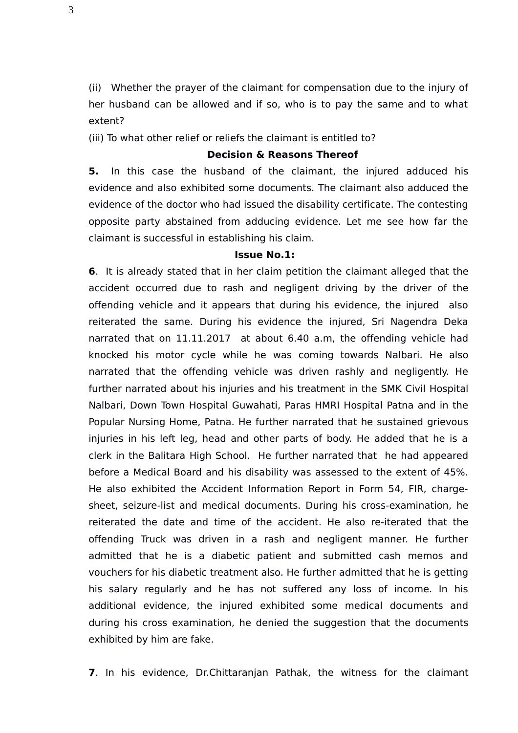(ii) Whether the prayer of the claimant for compensation due to the injury of her husband can be allowed and if so, who is to pay the same and to what extent?

(iii) To what other relief or reliefs the claimant is entitled to?

**Decision & Reasons Thereof**

**5.** In this case the husband of the claimant, the injured adduced his evidence and also exhibited some documents. The claimant also adduced the evidence of the doctor who had issued the disability certificate. The contesting opposite party abstained from adducing evidence. Let me see how far the claimant is successful in establishing his claim.

**Issue No.1:**

**6**. It is already stated that in her claim petition the claimant alleged that the accident occurred due to rash and negligent driving by the driver of the offending vehicle and it appears that during his evidence, the injured also reiterated the same. During his evidence the injured, Sri Nagendra Deka narrated that on 11.11.2017 at about 6.40 a.m, the offending vehicle had knocked his motor cycle while he was coming towards Nalbari. He also narrated that the offending vehicle was driven rashly and negligently. He further narrated about his injuries and his treatment in the SMK Civil Hospital Nalbari, Down Town Hospital Guwahati, Paras HMRI Hospital Patna and in the Popular Nursing Home, Patna. He further narrated that he sustained grievous injuries in his left leg, head and other parts of body. He added that he is a clerk in the Balitara High School. He further narrated that he had appeared before a Medical Board and his disability was assessed to the extent of 45%. He also exhibited the Accident Information Report in Form 54, FIR, charge-sheet, seizure-list and medical documents. During his cross-examination, he reiterated the date and time of the accident. He also re-iterated that the offending Truck was driven in a rash and negligent manner. He further admitted that he is a diabetic patient and submitted cash memos and vouchers for his diabetic treatment also. He further admitted that he is getting his salary regularly and he has not suffered any loss of income. In his additional evidence, the injured exhibited some medical documents and during his cross examination, he denied the suggestion that the documents exhibited by him are fake.

**7**. In his evidence, Dr.Chittaranjan Pathak, the witness for the claimant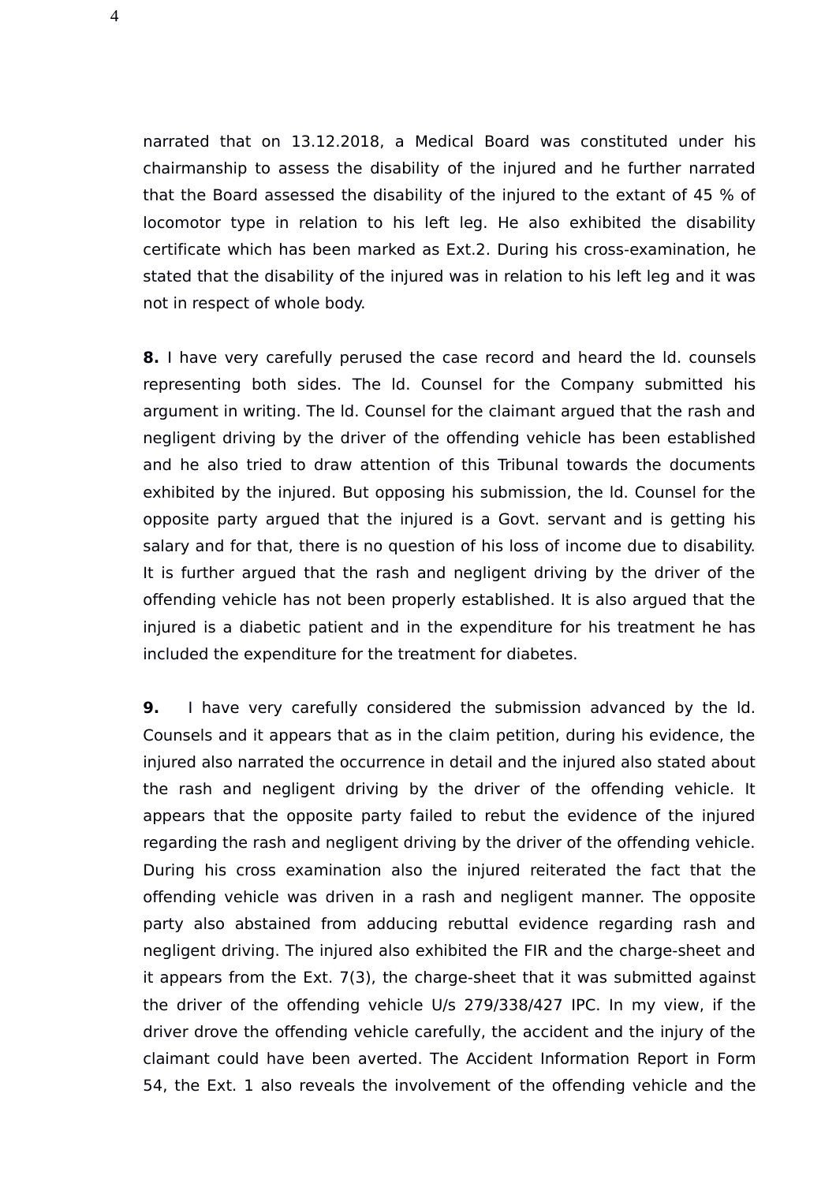narrated that on 13.12.2018, a Medical Board was constituted under his chairmanship to assess the disability of the injured and he further narrated that the Board assessed the disability of the injured to the extant of 45 % of locomotor type in relation to his left leg. He also exhibited the disability certificate which has been marked as Ext.2. During his cross-examination, he stated that the disability of the injured was in relation to his left leg and it was not in respect of whole body.

**8.** I have very carefully perused the case record and heard the ld. counsels representing both sides. The ld. Counsel for the Company submitted his argument in writing. The ld. Counsel for the claimant argued that the rash and negligent driving by the driver of the offending vehicle has been established and he also tried to draw attention of this Tribunal towards the documents exhibited by the injured. But opposing his submission, the ld. Counsel for the opposite party argued that the injured is a Govt. servant and is getting his salary and for that, there is no question of his loss of income due to disability. It is further argued that the rash and negligent driving by the driver of the offending vehicle has not been properly established. It is also argued that the injured is a diabetic patient and in the expenditure for his treatment he has included the expenditure for the treatment for diabetes.

**9.** I have very carefully considered the submission advanced by the ld. Counsels and it appears that as in the claim petition, during his evidence, the injured also narrated the occurrence in detail and the injured also stated about the rash and negligent driving by the driver of the offending vehicle. It appears that the opposite party failed to rebut the evidence of the injured regarding the rash and negligent driving by the driver of the offending vehicle. During his cross examination also the injured reiterated the fact that the offending vehicle was driven in a rash and negligent manner. The opposite party also abstained from adducing rebuttal evidence regarding rash and negligent driving. The injured also exhibited the FIR and the charge-sheet and it appears from the Ext. 7(3), the charge-sheet that it was submitted against the driver of the offending vehicle U/s 279/338/427 IPC. In my view, if the driver drove the offending vehicle carefully, the accident and the injury of the claimant could have been averted. The Accident Information Report in Form 54, the Ext. 1 also reveals the involvement of the offending vehicle and the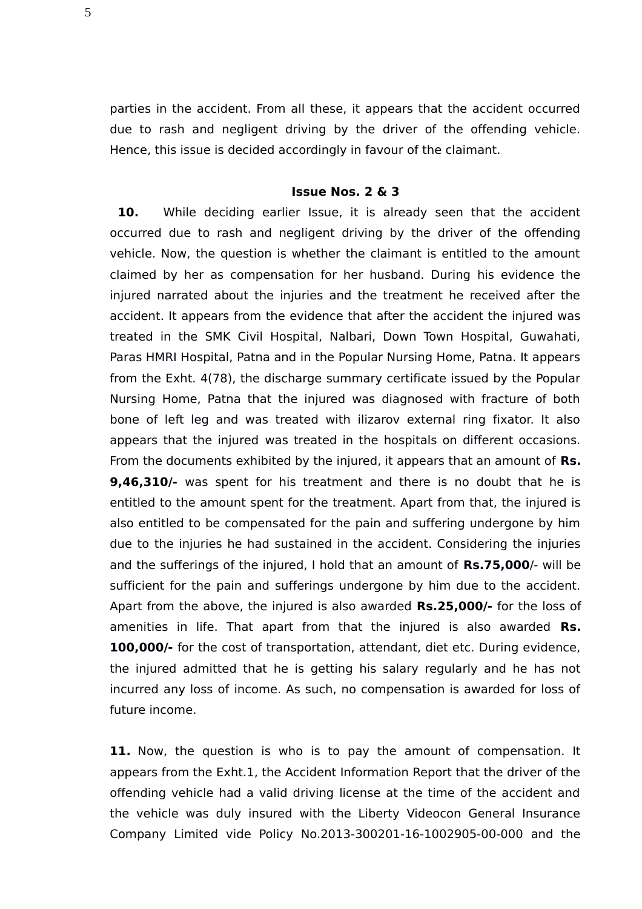parties in the accident. From all these, it appears that the accident occurred due to rash and negligent driving by the driver of the offending vehicle. Hence, this issue is decided accordingly in favour of the claimant.

**Issue Nos. 2 & 3**

**10.** While deciding earlier Issue, it is already seen that the accident occurred due to rash and negligent driving by the driver of the offending vehicle. Now, the question is whether the claimant is entitled to the amount claimed by her as compensation for her husband. During his evidence the injured narrated about the injuries and the treatment he received after the accident. It appears from the evidence that after the accident the injured was treated in the SMK Civil Hospital, Nalbari, Down Town Hospital, Guwahati, Paras HMRI Hospital, Patna and in the Popular Nursing Home, Patna. It appears from the Exht. 4(78), the discharge summary certificate issued by the Popular Nursing Home, Patna that the injured was diagnosed with fracture of both bone of left leg and was treated with ilizarov external ring fixator. It also appears that the injured was treated in the hospitals on different occasions. From the documents exhibited by the injured, it appears that an amount of **Rs. 9,46,310/-** was spent for his treatment and there is no doubt that he is entitled to the amount spent for the treatment. Apart from that, the injured is also entitled to be compensated for the pain and suffering undergone by him due to the injuries he had sustained in the accident. Considering the injuries and the sufferings of the injured, I hold that an amount of **Rs.75,000**/- will be sufficient for the pain and sufferings undergone by him due to the accident. Apart from the above, the injured is also awarded **Rs.25,000/-** for the loss of amenities in life. That apart from that the injured is also awarded **Rs. 100,000/-** for the cost of transportation, attendant, diet etc. During evidence, the injured admitted that he is getting his salary regularly and he has not incurred any loss of income. As such, no compensation is awarded for loss of future income.

**11.** Now, the question is who is to pay the amount of compensation. It appears from the Exht.1, the Accident Information Report that the driver of the offending vehicle had a valid driving license at the time of the accident and the vehicle was duly insured with the Liberty Videocon General Insurance Company Limited vide Policy No.2013-300201-16-1002905-00-000 and the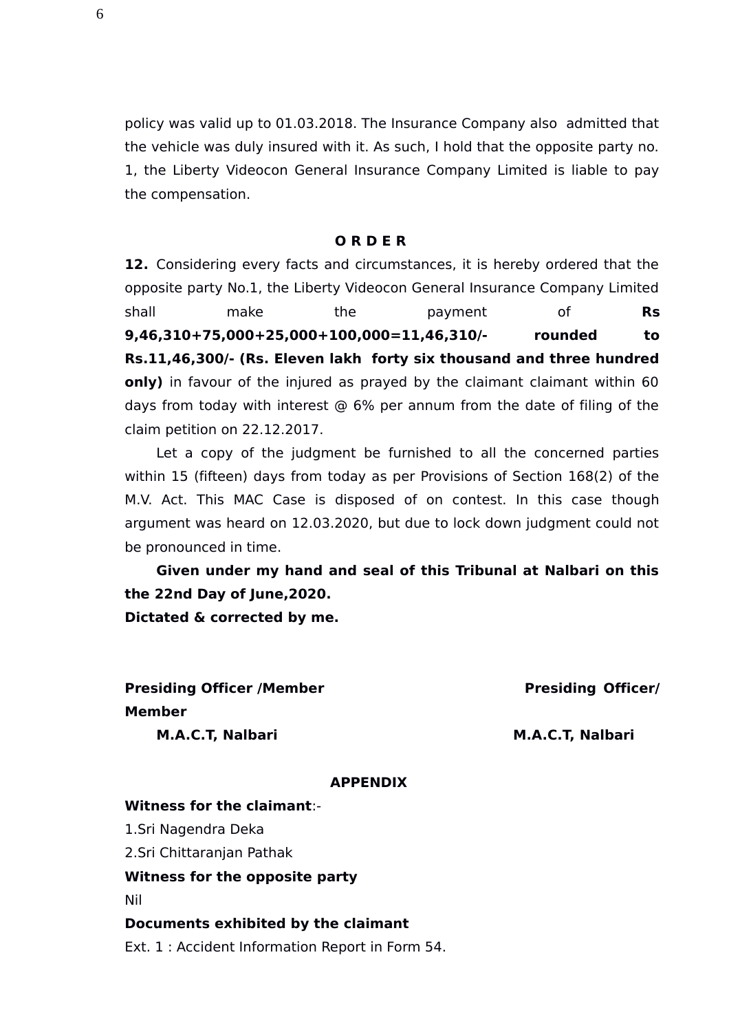policy was valid up to 01.03.2018. The Insurance Company also admitted that the vehicle was duly insured with it. As such, I hold that the opposite party no. 1, the Liberty Videocon General Insurance Company Limited is liable to pay the compensation.

**O R D E R**

**12.** Considering every facts and circumstances, it is hereby ordered that the opposite party No.1, the Liberty Videocon General Insurance Company Limited shall make the payment of **Rs 9,46,310+75,000+25,000+100,000=11,46,310/- rounded to Rs.11,46,300/- (Rs. Eleven lakh forty six thousand and three hundred only)** in favour of the injured as prayed by the claimant claimant within 60 days from today with interest @ 6% per annum from the date of filing of the claim petition on 22.12.2017.

Let a copy of the judgment be furnished to all the concerned parties within 15 (fifteen) days from today as per Provisions of Section 168(2) of the M.V. Act. This MAC Case is disposed of on contest. In this case though argument was heard on 12.03.2020, but due to lock down judgment could not be pronounced in time.

**Given under my hand and seal of this Tribunal at Nalbari on this the 22nd Day of June,2020.**

**Dictated & corrected by me.**

**Presiding Officer /Member**
**M.A.C.T, Nalbari**

**Presiding Officer/ Member**
**M.A.C.T, Nalbari**

**APPENDIX**

**Witness for the claimant**:-

1.Sri Nagendra Deka

2.Sri Chittaranjan Pathak

**Witness for the opposite party**

Nil

**Documents exhibited by the claimant**

Ext. 1 : Accident Information Report in Form 54.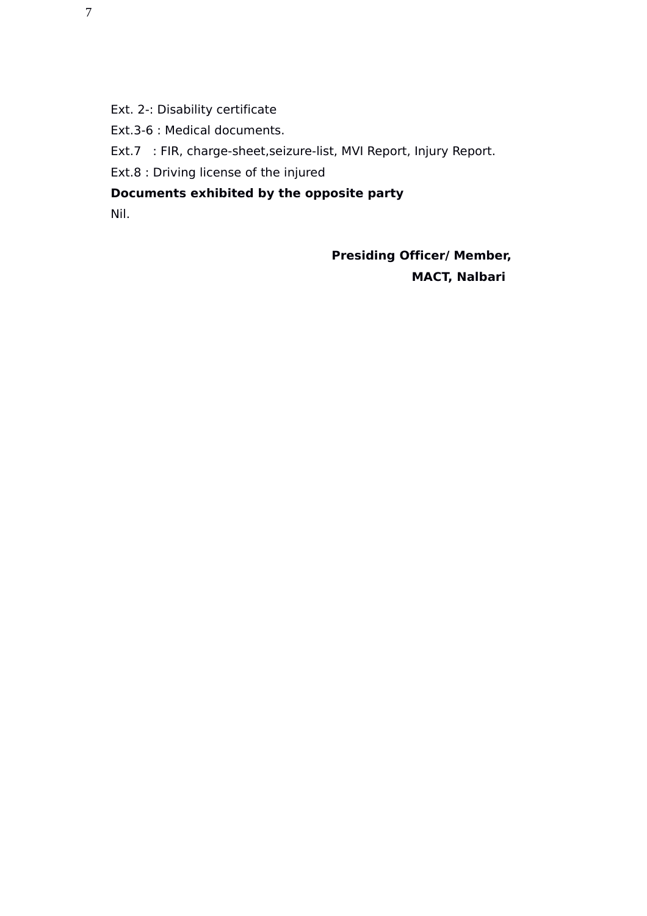Ext. 2-: Disability certificate

Ext.3-6 : Medical documents.

Ext.7 : FIR, charge-sheet,seizure-list, MVI Report, Injury Report.

Ext.8 : Driving license of the injured

**Documents exhibited by the opposite party**

Nil.

**Presiding Officer/ Member,**

**MACT, Nalbari**